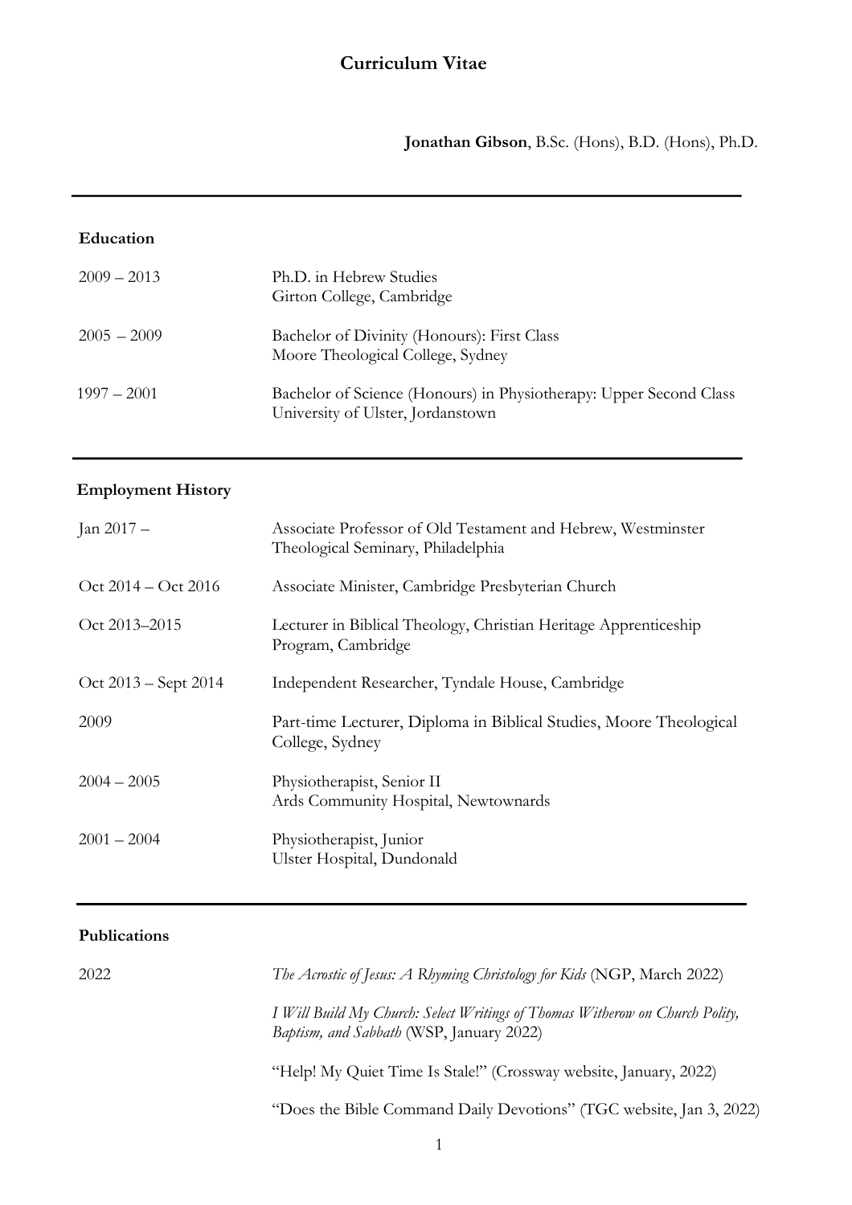# Curriculum Vitae

**Jonathan Gibson**, B.Sc. (Hons), B.D. (Hons), Ph.D.

---

## Education

| | |
|---|---|
| 2009 – 2013 | Ph.D. in Hebrew Studies<br>Girton College, Cambridge |
| 2005 – 2009 | Bachelor of Divinity (Honours): First Class<br>Moore Theological College, Sydney |
| 1997 – 2001 | Bachelor of Science (Honours) in Physiotherapy: Upper Second Class<br>University of Ulster, Jordanstown |

---

## Employment History

| | |
|---|---|
| Jan 2017 – | Associate Professor of Old Testament and Hebrew, Westminster Theological Seminary, Philadelphia |
| Oct 2014 – Oct 2016 | Associate Minister, Cambridge Presbyterian Church |
| Oct 2013–2015 | Lecturer in Biblical Theology, Christian Heritage Apprenticeship Program, Cambridge |
| Oct 2013 – Sept 2014 | Independent Researcher, Tyndale House, Cambridge |
| 2009 | Part-time Lecturer, Diploma in Biblical Studies, Moore Theological College, Sydney |
| 2004 – 2005 | Physiotherapist, Senior II<br>Ards Community Hospital, Newtownards |
| 2001 – 2004 | Physiotherapist, Junior<br>Ulster Hospital, Dundonald |

---

## Publications

**2022**

*The Acrostic of Jesus: A Rhyming Christology for Kids* (NGP, March 2022)

*I Will Build My Church: Select Writings of Thomas Witherow on Church Polity, Baptism, and Sabbath* (WSP, January 2022)

"Help! My Quiet Time Is Stale!" (Crossway website, January, 2022)

"Does the Bible Command Daily Devotions" (TGC website, Jan 3, 2022)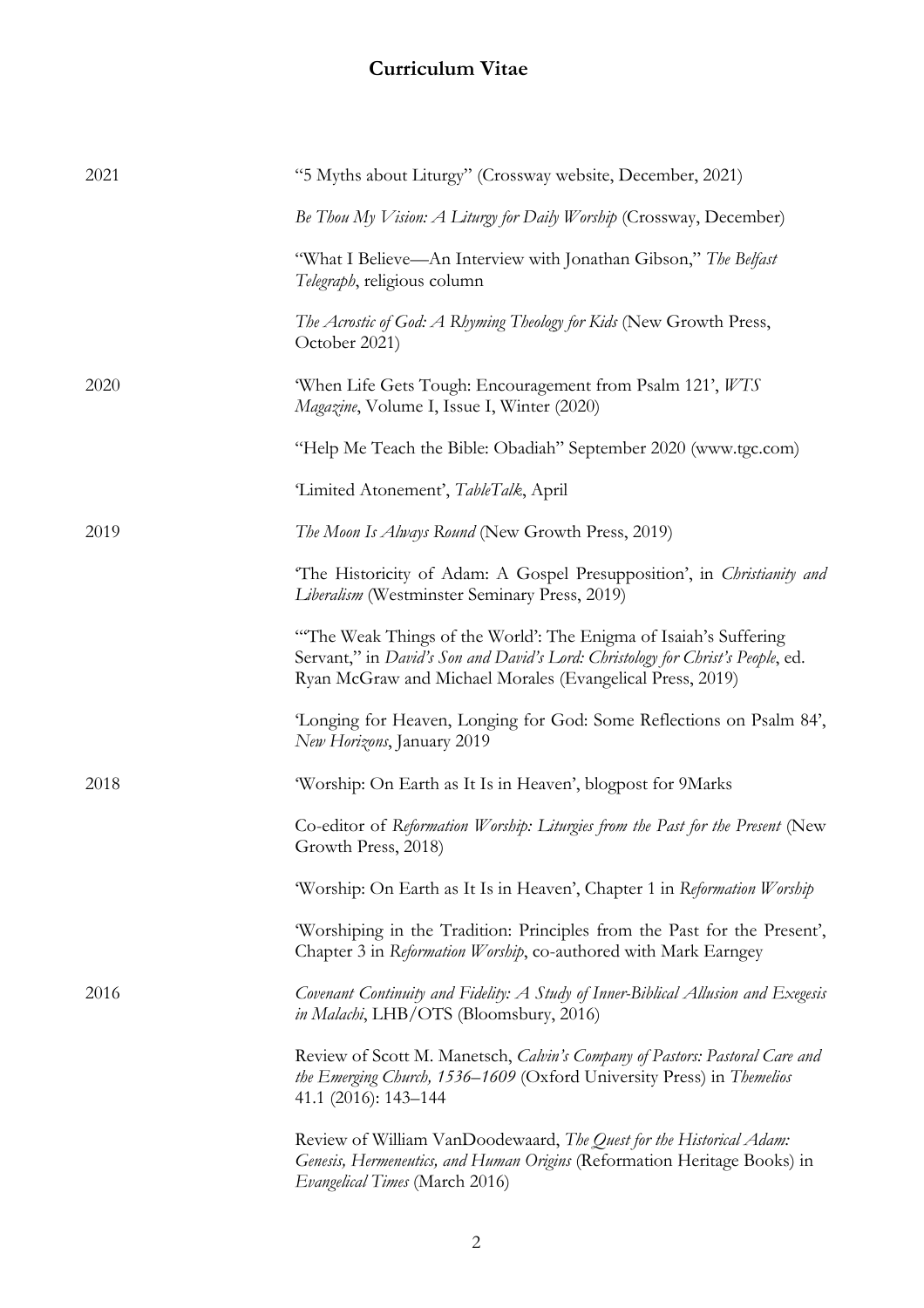# Curriculum Vitae

**2021**

"5 Myths about Liturgy" (Crossway website, December, 2021)

*Be Thou My Vision: A Liturgy for Daily Worship* (Crossway, December)

"What I Believe—An Interview with Jonathan Gibson," *The Belfast Telegraph*, religious column

*The Acrostic of God: A Rhyming Theology for Kids* (New Growth Press, October 2021)

**2020**

'When Life Gets Tough: Encouragement from Psalm 121', *WTS Magazine*, Volume I, Issue I, Winter (2020)

"Help Me Teach the Bible: Obadiah" September 2020 (www.tgc.com)

'Limited Atonement', *TableTalk*, April

**2019**

*The Moon Is Always Round* (New Growth Press, 2019)

'The Historicity of Adam: A Gospel Presupposition', in *Christianity and Liberalism* (Westminster Seminary Press, 2019)

"'The Weak Things of the World': The Enigma of Isaiah's Suffering Servant," in *David's Son and David's Lord: Christology for Christ's People*, ed. Ryan McGraw and Michael Morales (Evangelical Press, 2019)

'Longing for Heaven, Longing for God: Some Reflections on Psalm 84', *New Horizons*, January 2019

**2018**

'Worship: On Earth as It Is in Heaven', blogpost for 9Marks

Co-editor of *Reformation Worship: Liturgies from the Past for the Present* (New Growth Press, 2018)

'Worship: On Earth as It Is in Heaven', Chapter 1 in *Reformation Worship*

'Worshiping in the Tradition: Principles from the Past for the Present', Chapter 3 in *Reformation Worship*, co-authored with Mark Earngey

**2016**

*Covenant Continuity and Fidelity: A Study of Inner-Biblical Allusion and Exegesis in Malachi*, LHB/OTS (Bloomsbury, 2016)

Review of Scott M. Manetsch, *Calvin's Company of Pastors: Pastoral Care and the Emerging Church, 1536–1609* (Oxford University Press) in *Themelios* 41.1 (2016): 143–144

Review of William VanDoodewaard, *The Quest for the Historical Adam: Genesis, Hermeneutics, and Human Origins* (Reformation Heritage Books) in *Evangelical Times* (March 2016)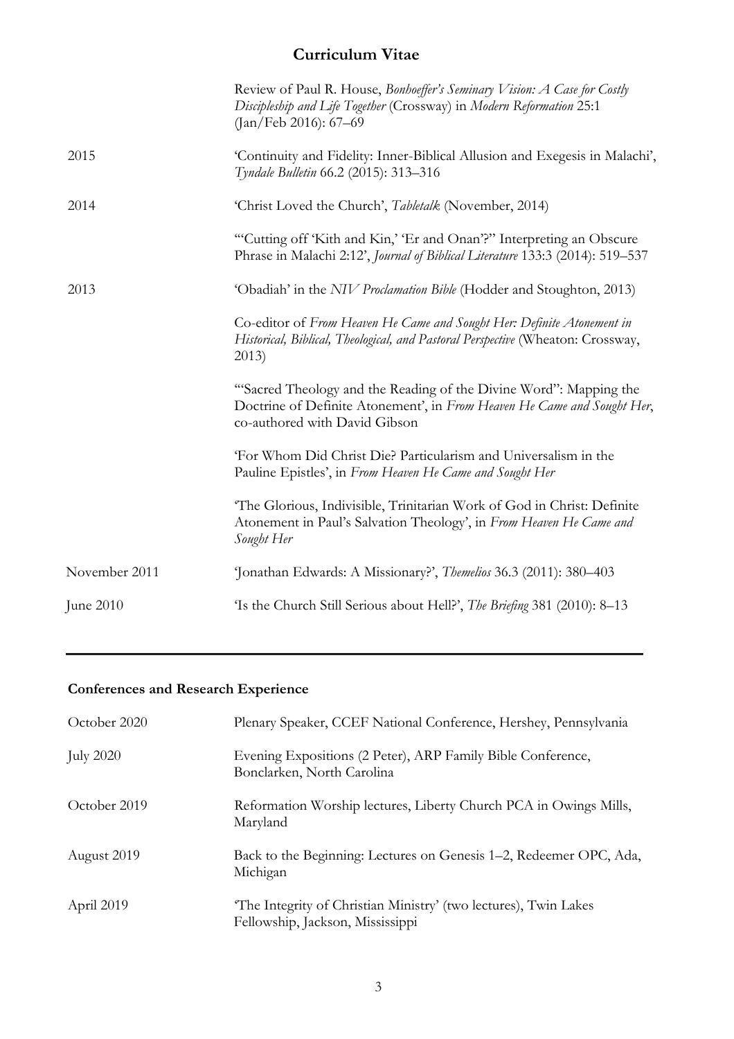## Curriculum Vitae

| | |
|---|---|
| | Review of Paul R. House, *Bonhoeffer's Seminary Vision: A Case for Costly Discipleship and Life Together* (Crossway) in *Modern Reformation* 25:1 (Jan/Feb 2016): 67–69 |
| 2015 | 'Continuity and Fidelity: Inner-Biblical Allusion and Exegesis in Malachi', *Tyndale Bulletin* 66.2 (2015): 313–316 |
| 2014 | 'Christ Loved the Church', *Tabletalk* (November, 2014) |
| | '"Cutting off 'Kith and Kin,' 'Er and Onan'?" Interpreting an Obscure Phrase in Malachi 2:12', *Journal of Biblical Literature* 133:3 (2014): 519–537 |
| 2013 | 'Obadiah' in the *NIV Proclamation Bible* (Hodder and Stoughton, 2013) |
| | Co-editor of *From Heaven He Came and Sought Her: Definite Atonement in Historical, Biblical, Theological, and Pastoral Perspective* (Wheaton: Crossway, 2013) |
| | '"Sacred Theology and the Reading of the Divine Word": Mapping the Doctrine of Definite Atonement', in *From Heaven He Came and Sought Her*, co-authored with David Gibson |
| | 'For Whom Did Christ Die? Particularism and Universalism in the Pauline Epistles', in *From Heaven He Came and Sought Her* |
| | 'The Glorious, Indivisible, Trinitarian Work of God in Christ: Definite Atonement in Paul's Salvation Theology', in *From Heaven He Came and Sought Her* |
| November 2011 | 'Jonathan Edwards: A Missionary?', *Themelios* 36.3 (2011): 380–403 |
| June 2010 | 'Is the Church Still Serious about Hell?', *The Briefing* 381 (2010): 8–13 |

---

### Conferences and Research Experience

| | |
|---|---|
| October 2020 | Plenary Speaker, CCEF National Conference, Hershey, Pennsylvania |
| July 2020 | Evening Expositions (2 Peter), ARP Family Bible Conference, Bonclarken, North Carolina |
| October 2019 | Reformation Worship lectures, Liberty Church PCA in Owings Mills, Maryland |
| August 2019 | Back to the Beginning: Lectures on Genesis 1–2, Redeemer OPC, Ada, Michigan |
| April 2019 | 'The Integrity of Christian Ministry' (two lectures), Twin Lakes Fellowship, Jackson, Mississippi |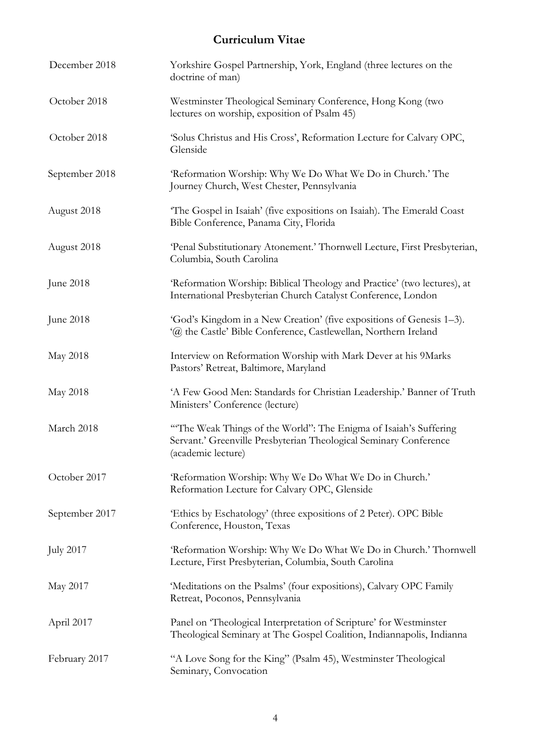## Curriculum Vitae

| | |
|---|---|
| December 2018 | Yorkshire Gospel Partnership, York, England (three lectures on the doctrine of man) |
| October 2018 | Westminster Theological Seminary Conference, Hong Kong (two lectures on worship, exposition of Psalm 45) |
| October 2018 | 'Solus Christus and His Cross', Reformation Lecture for Calvary OPC, Glenside |
| September 2018 | 'Reformation Worship: Why We Do What We Do in Church.' The Journey Church, West Chester, Pennsylvania |
| August 2018 | 'The Gospel in Isaiah' (five expositions on Isaiah). The Emerald Coast Bible Conference, Panama City, Florida |
| August 2018 | 'Penal Substitutionary Atonement.' Thornwell Lecture, First Presbyterian, Columbia, South Carolina |
| June 2018 | 'Reformation Worship: Biblical Theology and Practice' (two lectures), at International Presbyterian Church Catalyst Conference, London |
| June 2018 | 'God's Kingdom in a New Creation' (five expositions of Genesis 1–3). '@ the Castle' Bible Conference, Castlewellan, Northern Ireland |
| May 2018 | Interview on Reformation Worship with Mark Dever at his 9Marks Pastors' Retreat, Baltimore, Maryland |
| May 2018 | 'A Few Good Men: Standards for Christian Leadership.' Banner of Truth Ministers' Conference (lecture) |
| March 2018 | '"The Weak Things of the World": The Enigma of Isaiah's Suffering Servant.' Greenville Presbyterian Theological Seminary Conference (academic lecture) |
| October 2017 | 'Reformation Worship: Why We Do What We Do in Church.' Reformation Lecture for Calvary OPC, Glenside |
| September 2017 | 'Ethics by Eschatology' (three expositions of 2 Peter). OPC Bible Conference, Houston, Texas |
| July 2017 | 'Reformation Worship: Why We Do What We Do in Church.' Thornwell Lecture, First Presbyterian, Columbia, South Carolina |
| May 2017 | 'Meditations on the Psalms' (four expositions), Calvary OPC Family Retreat, Poconos, Pennsylvania |
| April 2017 | Panel on 'Theological Interpretation of Scripture' for Westminster Theological Seminary at The Gospel Coalition, Indiannapolis, Indianna |
| February 2017 | "A Love Song for the King" (Psalm 45), Westminster Theological Seminary, Convocation |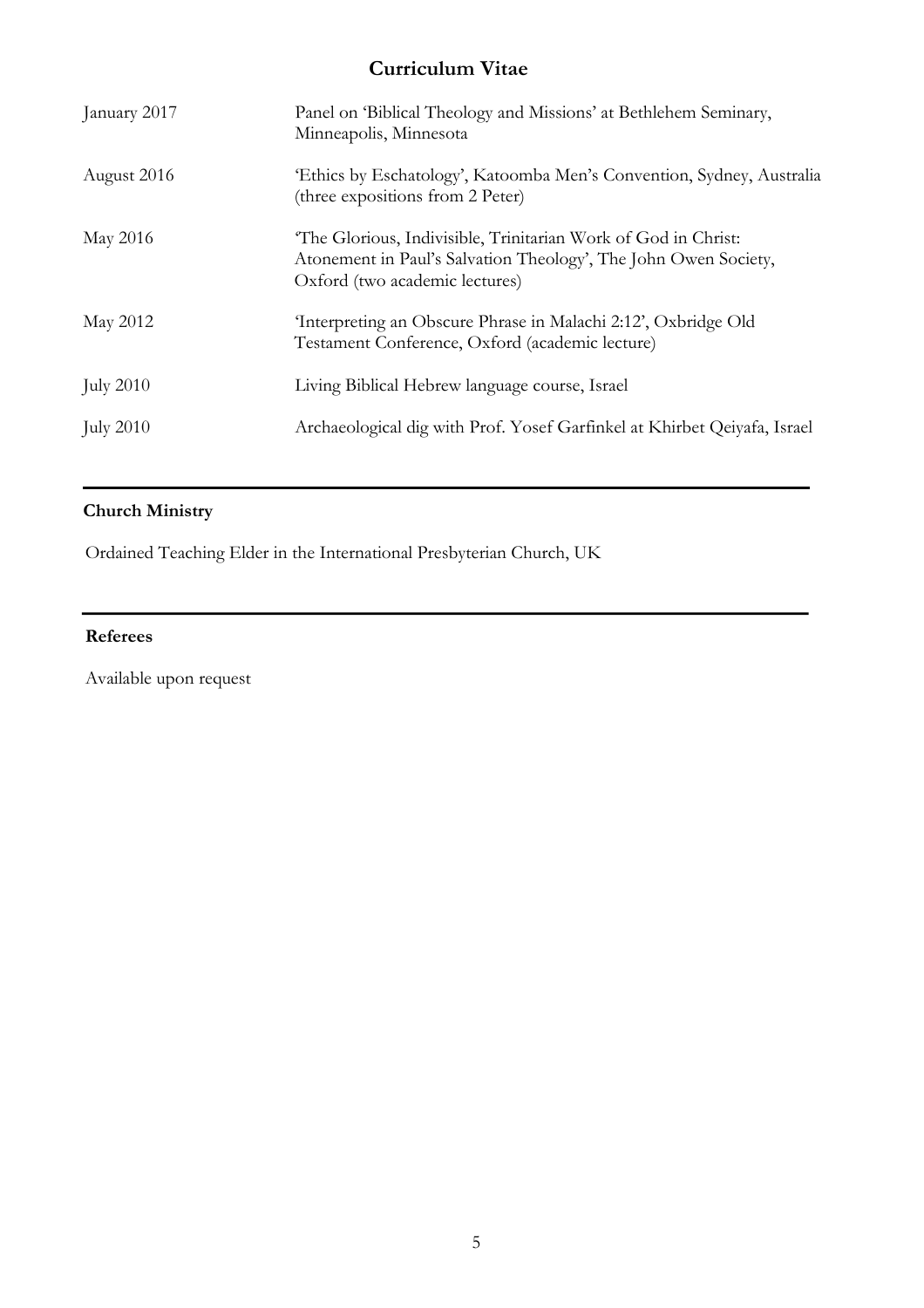# Curriculum Vitae

| | |
|---|---|
| January 2017 | Panel on 'Biblical Theology and Missions' at Bethlehem Seminary, Minneapolis, Minnesota |
| August 2016 | 'Ethics by Eschatology', Katoomba Men's Convention, Sydney, Australia (three expositions from 2 Peter) |
| May 2016 | 'The Glorious, Indivisible, Trinitarian Work of God in Christ: Atonement in Paul's Salvation Theology', The John Owen Society, Oxford (two academic lectures) |
| May 2012 | 'Interpreting an Obscure Phrase in Malachi 2:12', Oxbridge Old Testament Conference, Oxford (academic lecture) |
| July 2010 | Living Biblical Hebrew language course, Israel |
| July 2010 | Archaeological dig with Prof. Yosef Garfinkel at Khirbet Qeiyafa, Israel |

---

**Church Ministry**

Ordained Teaching Elder in the International Presbyterian Church, UK

---

**Referees**

Available upon request